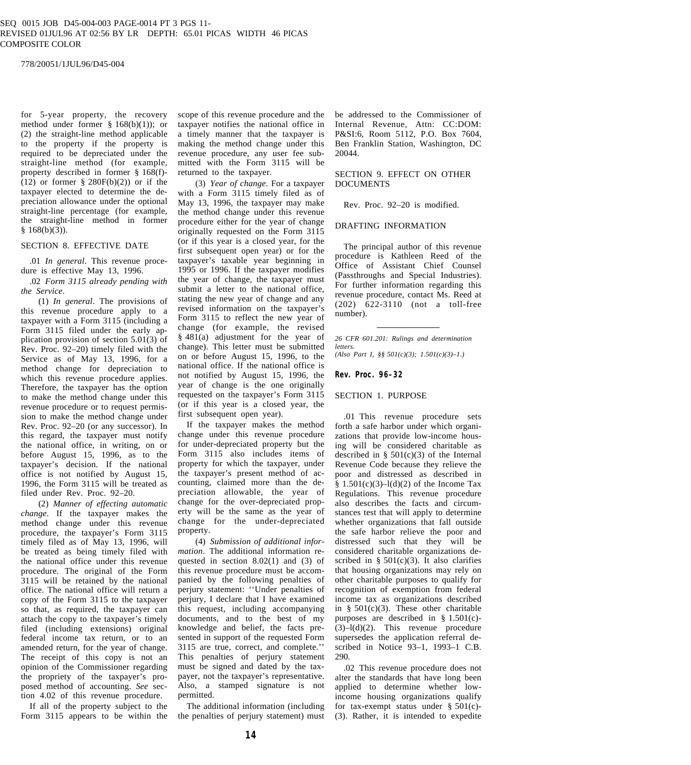for 5-year property, the recovery method under former § 168(b)(1)); or (2) the straight-line method applicable to the property if the property is required to be depreciated under the straight-line method (for example, property described in former § 168(f)-(12) or former § 280F(b)(2)) or if the taxpayer elected to determine the depreciation allowance under the optional straight-line percentage (for example, the straight-line method in former § 168(b)(3)).

SECTION 8. EFFECTIVE DATE

.01 *In general*. This revenue procedure is effective May 13, 1996.

.02 *Form 3115 already pending with the Service*.

(1) *In general*. The provisions of this revenue procedure apply to a taxpayer with a Form 3115 (including a Form 3115 filed under the early application provision of section 5.01(3) of Rev. Proc. 92–20) timely filed with the Service as of May 13, 1996, for a method change for depreciation to which this revenue procedure applies. Therefore, the taxpayer has the option to make the method change under this revenue procedure or to request permission to make the method change under Rev. Proc. 92–20 (or any successor). In this regard, the taxpayer must notify the national office, in writing, on or before August 15, 1996, as to the taxpayer's decision. If the national office is not notified by August 15, 1996, the Form 3115 will be treated as filed under Rev. Proc. 92–20.

(2) *Manner of effecting automatic change*. If the taxpayer makes the method change under this revenue procedure, the taxpayer's Form 3115 timely filed as of May 13, 1996, will be treated as being timely filed with the national office under this revenue procedure. The original of the Form 3115 will be retained by the national office. The national office will return a copy of the Form 3115 to the taxpayer so that, as required, the taxpayer can attach the copy to the taxpayer's timely filed (including extensions) original federal income tax return, or to an amended return, for the year of change. The receipt of this copy is not an opinion of the Commissioner regarding the propriety of the taxpayer's proposed method of accounting. *See* section 4.02 of this revenue procedure.

If all of the property subject to the Form 3115 appears to be within the scope of this revenue procedure and the taxpayer notifies the national office in a timely manner that the taxpayer is making the method change under this revenue procedure, any user fee submitted with the Form 3115 will be returned to the taxpayer.

(3) *Year of change*. For a taxpayer with a Form 3115 timely filed as of May 13, 1996, the taxpayer may make the method change under this revenue procedure either for the year of change originally requested on the Form 3115 (or if this year is a closed year, for the first subsequent open year) or for the taxpayer's taxable year beginning in 1995 or 1996. If the taxpayer modifies the year of change, the taxpayer must submit a letter to the national office, stating the new year of change and any revised information on the taxpayer's Form 3115 to reflect the new year of change (for example, the revised § 481(a) adjustment for the year of change). This letter must be submitted on or before August 15, 1996, to the national office. If the national office is not notified by August 15, 1996, the year of change is the one originally requested on the taxpayer's Form 3115 (or if this year is a closed year, the first subsequent open year).

If the taxpayer makes the method change under this revenue procedure for under-depreciated property but the Form 3115 also includes items of property for which the taxpayer, under the taxpayer's present method of accounting, claimed more than the depreciation allowable, the year of change for the over-depreciated property will be the same as the year of change for the under-depreciated property.

(4) *Submission of additional information*. The additional information requested in section 8.02(1) and (3) of this revenue procedure must be accompanied by the following penalties of perjury statement: ''Under penalties of perjury, I declare that I have examined this request, including accompanying documents, and to the best of my knowledge and belief, the facts presented in support of the requested Form 3115 are true, correct, and complete.'' This penalties of perjury statement must be signed and dated by the taxpayer, not the taxpayer's representative. Also, a stamped signature is not permitted.

The additional information (including the penalties of perjury statement) must be addressed to the Commissioner of Internal Revenue, Attn: CC:DOM: P&SI:6, Room 5112, P.O. Box 7604, Ben Franklin Station, Washington, DC 20044.

SECTION 9. EFFECT ON OTHER DOCUMENTS

Rev. Proc. 92–20 is modified.

DRAFTING INFORMATION

The principal author of this revenue procedure is Kathleen Reed of the Office of Assistant Chief Counsel (Passthroughs and Special Industries). For further information regarding this revenue procedure, contact Ms. Reed at (202) 622-3110 (not a toll-free number).

---

*26 CFR 601.201: Rulings and determination letters.*
*(Also Part I, §§ 501(c)(3); 1.501(c)(3)–1.)*

**Rev. Proc. 96-32**

SECTION 1. PURPOSE

.01 This revenue procedure sets forth a safe harbor under which organizations that provide low-income housing will be considered charitable as described in § 501(c)(3) of the Internal Revenue Code because they relieve the poor and distressed as described in § 1.501(c)(3)–l(d)(2) of the Income Tax Regulations. This revenue procedure also describes the facts and circumstances test that will apply to determine whether organizations that fall outside the safe harbor relieve the poor and distressed such that they will be considered charitable organizations described in § 501(c)(3). It also clarifies that housing organizations may rely on other charitable purposes to qualify for recognition of exemption from federal income tax as organizations described in § 501(c)(3). These other charitable purposes are described in § 1.501(c)-(3)–l(d)(2). This revenue procedure supersedes the application referral described in Notice 93–1, 1993–1 C.B. 290.

.02 This revenue procedure does not alter the standards that have long been applied to determine whether low-income housing organizations qualify for tax-exempt status under § 501(c)-(3). Rather, it is intended to expedite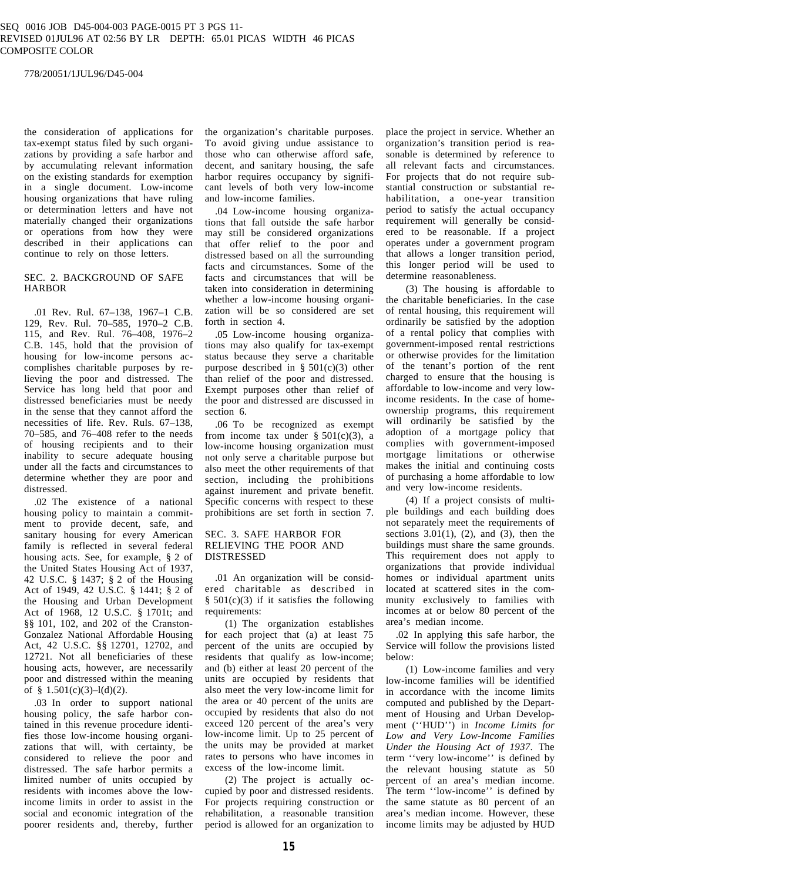the consideration of applications for tax-exempt status filed by such organizations by providing a safe harbor and by accumulating relevant information on the existing standards for exemption in a single document. Low-income housing organizations that have ruling or determination letters and have not materially changed their organizations or operations from how they were described in their applications can continue to rely on those letters.

## SEC. 2. BACKGROUND OF SAFE HARBOR

.01 Rev. Rul. 67–138, 1967–1 C.B. 129, Rev. Rul. 70–585, 1970–2 C.B. 115, and Rev. Rul. 76–408, 1976–2 C.B. 145, hold that the provision of housing for low-income persons accomplishes charitable purposes by relieving the poor and distressed. The Service has long held that poor and distressed beneficiaries must be needy in the sense that they cannot afford the necessities of life. Rev. Ruls. 67–138, 70–585, and 76–408 refer to the needs of housing recipients and to their inability to secure adequate housing under all the facts and circumstances to determine whether they are poor and distressed.

.02 The existence of a national housing policy to maintain a commitment to provide decent, safe, and sanitary housing for every American family is reflected in several federal housing acts. See, for example, § 2 of the United States Housing Act of 1937, 42 U.S.C. § 1437; § 2 of the Housing Act of 1949, 42 U.S.C. § 1441; § 2 of the Housing and Urban Development Act of 1968, 12 U.S.C. § 1701t; and §§ 101, 102, and 202 of the Cranston-Gonzalez National Affordable Housing Act, 42 U.S.C. §§ 12701, 12702, and 12721. Not all beneficiaries of these housing acts, however, are necessarily poor and distressed within the meaning of § 1.501(c)(3)–l(d)(2).

.03 In order to support national housing policy, the safe harbor contained in this revenue procedure identifies those low-income housing organizations that will, with certainty, be considered to relieve the poor and distressed. The safe harbor permits a limited number of units occupied by residents with incomes above the low-income limits in order to assist in the social and economic integration of the poorer residents and, thereby, further the organization's charitable purposes. To avoid giving undue assistance to those who can otherwise afford safe, decent, and sanitary housing, the safe harbor requires occupancy by significant levels of both very low-income and low-income families.

.04 Low-income housing organizations that fall outside the safe harbor may still be considered organizations that offer relief to the poor and distressed based on all the surrounding facts and circumstances. Some of the facts and circumstances that will be taken into consideration in determining whether a low-income housing organization will be so considered are set forth in section 4.

.05 Low-income housing organizations may also qualify for tax-exempt status because they serve a charitable purpose described in § 501(c)(3) other than relief of the poor and distressed. Exempt purposes other than relief of the poor and distressed are discussed in section 6.

.06 To be recognized as exempt from income tax under § 501(c)(3), a low-income housing organization must not only serve a charitable purpose but also meet the other requirements of that section, including the prohibitions against inurement and private benefit. Specific concerns with respect to these prohibitions are set forth in section 7.

## SEC. 3. SAFE HARBOR FOR RELIEVING THE POOR AND DISTRESSED

.01 An organization will be considered charitable as described in § 501(c)(3) if it satisfies the following requirements:

(1) The organization establishes for each project that (a) at least 75 percent of the units are occupied by residents that qualify as low-income; and (b) either at least 20 percent of the units are occupied by residents that also meet the very low-income limit for the area or 40 percent of the units are occupied by residents that also do not exceed 120 percent of the area's very low-income limit. Up to 25 percent of the units may be provided at market rates to persons who have incomes in excess of the low-income limit.

(2) The project is actually occupied by poor and distressed residents. For projects requiring construction or rehabilitation, a reasonable transition period is allowed for an organization to place the project in service. Whether an organization's transition period is reasonable is determined by reference to all relevant facts and circumstances. For projects that do not require substantial construction or substantial rehabilitation, a one-year transition period to satisfy the actual occupancy requirement will generally be considered to be reasonable. If a project operates under a government program that allows a longer transition period, this longer period will be used to determine reasonableness.

(3) The housing is affordable to the charitable beneficiaries. In the case of rental housing, this requirement will ordinarily be satisfied by the adoption of a rental policy that complies with government-imposed rental restrictions or otherwise provides for the limitation of the tenant's portion of the rent charged to ensure that the housing is affordable to low-income and very low-income residents. In the case of homeownership programs, this requirement will ordinarily be satisfied by the adoption of a mortgage policy that complies with government-imposed mortgage limitations or otherwise makes the initial and continuing costs of purchasing a home affordable to low and very low-income residents.

(4) If a project consists of multiple buildings and each building does not separately meet the requirements of sections 3.01(1), (2), and (3), then the buildings must share the same grounds. This requirement does not apply to organizations that provide individual homes or individual apartment units located at scattered sites in the community exclusively to families with incomes at or below 80 percent of the area's median income.

.02 In applying this safe harbor, the Service will follow the provisions listed below:

(1) Low-income families and very low-income families will be identified in accordance with the income limits computed and published by the Department of Housing and Urban Development (''HUD'') in *Income Limits for Low and Very Low-Income Families Under the Housing Act of 1937*. The term ''very low-income'' is defined by the relevant housing statute as 50 percent of an area's median income. The term ''low-income'' is defined by the same statute as 80 percent of an area's median income. However, these income limits may be adjusted by HUD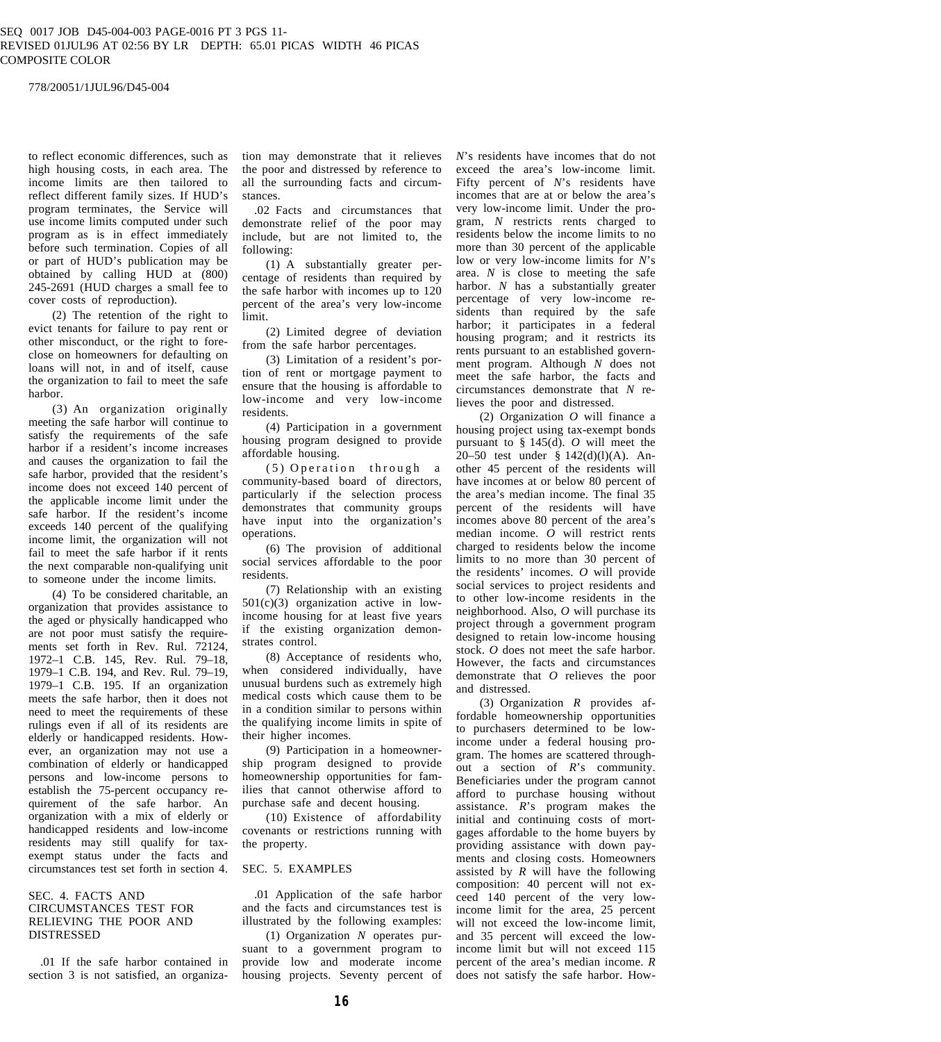to reflect economic differences, such as high housing costs, in each area. The income limits are then tailored to reflect different family sizes. If HUD's program terminates, the Service will use income limits computed under such program as is in effect immediately before such termination. Copies of all or part of HUD's publication may be obtained by calling HUD at (800) 245-2691 (HUD charges a small fee to cover costs of reproduction).

(2) The retention of the right to evict tenants for failure to pay rent or other misconduct, or the right to foreclose on homeowners for defaulting on loans will not, in and of itself, cause the organization to fail to meet the safe harbor.

(3) An organization originally meeting the safe harbor will continue to satisfy the requirements of the safe harbor if a resident's income increases and causes the organization to fail the safe harbor, provided that the resident's income does not exceed 140 percent of the applicable income limit under the safe harbor. If the resident's income exceeds 140 percent of the qualifying income limit, the organization will not fail to meet the safe harbor if it rents the next comparable non-qualifying unit to someone under the income limits.

(4) To be considered charitable, an organization that provides assistance to the aged or physically handicapped who are not poor must satisfy the requirements set forth in Rev. Rul. 72124, 1972–1 C.B. 145, Rev. Rul. 79–18, 1979–1 C.B. 194, and Rev. Rul. 79–19, 1979–1 C.B. 195. If an organization meets the safe harbor, then it does not need to meet the requirements of these rulings even if all of its residents are elderly or handicapped residents. However, an organization may not use a combination of elderly or handicapped persons and low-income persons to establish the 75-percent occupancy requirement of the safe harbor. An organization with a mix of elderly or handicapped residents and low-income residents may still qualify for tax-exempt status under the facts and circumstances test set forth in section 4.

## SEC. 4. FACTS AND CIRCUMSTANCES TEST FOR RELIEVING THE POOR AND DISTRESSED

.01 If the safe harbor contained in section 3 is not satisfied, an organization may demonstrate that it relieves the poor and distressed by reference to all the surrounding facts and circumstances.

.02 Facts and circumstances that demonstrate relief of the poor may include, but are not limited to, the following:

(1) A substantially greater percentage of residents than required by the safe harbor with incomes up to 120 percent of the area's very low-income limit.

(2) Limited degree of deviation from the safe harbor percentages.

(3) Limitation of a resident's portion of rent or mortgage payment to ensure that the housing is affordable to low-income and very low-income residents.

(4) Participation in a government housing program designed to provide affordable housing.

(5) Operation through a community-based board of directors, particularly if the selection process demonstrates that community groups have input into the organization's operations.

(6) The provision of additional social services affordable to the poor residents.

(7) Relationship with an existing 501(c)(3) organization active in low-income housing for at least five years if the existing organization demonstrates control.

(8) Acceptance of residents who, when considered individually, have unusual burdens such as extremely high medical costs which cause them to be in a condition similar to persons within the qualifying income limits in spite of their higher incomes.

(9) Participation in a homeownership program designed to provide homeownership opportunities for families that cannot otherwise afford to purchase safe and decent housing.

(10) Existence of affordability covenants or restrictions running with the property.

## SEC. 5. EXAMPLES

.01 Application of the safe harbor and the facts and circumstances test is illustrated by the following examples:

(1) Organization *N* operates pursuant to a government program to provide low and moderate income housing projects. Seventy percent of *N*'s residents have incomes that do not exceed the area's low-income limit. Fifty percent of *N*'s residents have incomes that are at or below the area's very low-income limit. Under the program, *N* restricts rents charged to residents below the income limits to no more than 30 percent of the applicable low or very low-income limits for *N*'s area. *N* is close to meeting the safe harbor. *N* has a substantially greater percentage of very low-income residents than required by the safe harbor; it participates in a federal housing program; and it restricts its rents pursuant to an established government program. Although *N* does not meet the safe harbor, the facts and circumstances demonstrate that *N* relieves the poor and distressed.

(2) Organization *O* will finance a housing project using tax-exempt bonds pursuant to § 145(d). *O* will meet the 20–50 test under § 142(d)(l)(A). Another 45 percent of the residents will have incomes at or below 80 percent of the area's median income. The final 35 percent of the residents will have incomes above 80 percent of the area's median income. *O* will restrict rents charged to residents below the income limits to no more than 30 percent of the residents' incomes. *O* will provide social services to project residents and to other low-income residents in the neighborhood. Also, *O* will purchase its project through a government program designed to retain low-income housing stock. *O* does not meet the safe harbor. However, the facts and circumstances demonstrate that *O* relieves the poor and distressed.

(3) Organization *R* provides affordable homeownership opportunities to purchasers determined to be low-income under a federal housing program. The homes are scattered throughout a section of *R*'s community. Beneficiaries under the program cannot afford to purchase housing without assistance. *R*'s program makes the initial and continuing costs of mortgages affordable to the home buyers by providing assistance with down payments and closing costs. Homeowners assisted by *R* will have the following composition: 40 percent will not exceed 140 percent of the very low-income limit for the area, 25 percent will not exceed the low-income limit, and 35 percent will exceed the low-income limit but will not exceed 115 percent of the area's median income. *R* does not satisfy the safe harbor. How-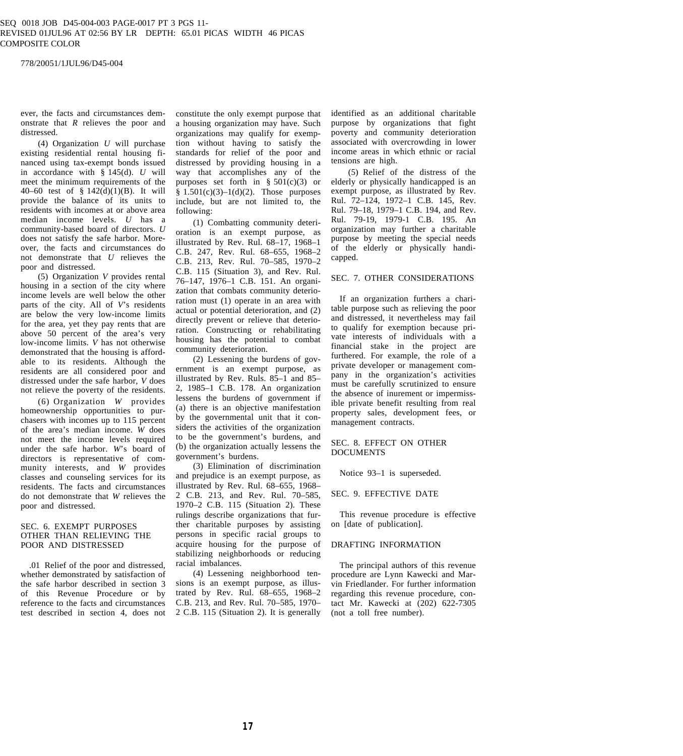ever, the facts and circumstances demonstrate that *R* relieves the poor and distressed.

(4) Organization *U* will purchase existing residential rental housing financed using tax-exempt bonds issued in accordance with § 145(d). *U* will meet the minimum requirements of the 40–60 test of § 142(d)(1)(B). It will provide the balance of its units to residents with incomes at or above area median income levels. *U* has a community-based board of directors. *U* does not satisfy the safe harbor. Moreover, the facts and circumstances do not demonstrate that *U* relieves the poor and distressed.

(5) Organization *V* provides rental housing in a section of the city where income levels are well below the other parts of the city. All of *V*'s residents are below the very low-income limits for the area, yet they pay rents that are above 50 percent of the area's very low-income limits. *V* has not otherwise demonstrated that the housing is affordable to its residents. Although the residents are all considered poor and distressed under the safe harbor, *V* does not relieve the poverty of the residents.

(6) Organization *W* provides homeownership opportunities to purchasers with incomes up to 115 percent of the area's median income. *W* does not meet the income levels required under the safe harbor. *W*'s board of directors is representative of community interests, and *W* provides classes and counseling services for its residents. The facts and circumstances do not demonstrate that *W* relieves the poor and distressed.

## SEC. 6. EXEMPT PURPOSES OTHER THAN RELIEVING THE POOR AND DISTRESSED

.01 Relief of the poor and distressed, whether demonstrated by satisfaction of the safe harbor described in section 3 of this Revenue Procedure or by reference to the facts and circumstances test described in section 4, does not constitute the only exempt purpose that a housing organization may have. Such organizations may qualify for exemption without having to satisfy the standards for relief of the poor and distressed by providing housing in a way that accomplishes any of the purposes set forth in § 501(c)(3) or § 1.501(c)(3)–1(d)(2). Those purposes include, but are not limited to, the following:

(1) Combatting community deterioration is an exempt purpose, as illustrated by Rev. Rul. 68–17, 1968–1 C.B. 247, Rev. Rul. 68–655, 1968–2 C.B. 213, Rev. Rul. 70–585, 1970–2 C.B. 115 (Situation 3), and Rev. Rul. 76–147, 1976–1 C.B. 151. An organization that combats community deterioration must (1) operate in an area with actual or potential deterioration, and (2) directly prevent or relieve that deterioration. Constructing or rehabilitating housing has the potential to combat community deterioration.

(2) Lessening the burdens of government is an exempt purpose, as illustrated by Rev. Ruls. 85–1 and 85–2, 1985–1 C.B. 178. An organization lessens the burdens of government if (a) there is an objective manifestation by the governmental unit that it considers the activities of the organization to be the government's burdens, and (b) the organization actually lessens the government's burdens.

(3) Elimination of discrimination and prejudice is an exempt purpose, as illustrated by Rev. Rul. 68–655, 1968–2 C.B. 213, and Rev. Rul. 70–585, 1970–2 C.B. 115 (Situation 2). These rulings describe organizations that further charitable purposes by assisting persons in specific racial groups to acquire housing for the purpose of stabilizing neighborhoods or reducing racial imbalances.

(4) Lessening neighborhood tensions is an exempt purpose, as illustrated by Rev. Rul. 68–655, 1968–2 C.B. 213, and Rev. Rul. 70–585, 1970–2 C.B. 115 (Situation 2). It is generally identified as an additional charitable purpose by organizations that fight poverty and community deterioration associated with overcrowding in lower income areas in which ethnic or racial tensions are high.

(5) Relief of the distress of the elderly or physically handicapped is an exempt purpose, as illustrated by Rev. Rul. 72–124, 1972–1 C.B. 145, Rev. Rul. 79–18, 1979–1 C.B. 194, and Rev. Rul. 79-19, 1979-1 C.B. 195. An organization may further a charitable purpose by meeting the special needs of the elderly or physically handicapped.

## SEC. 7. OTHER CONSIDERATIONS

If an organization furthers a charitable purpose such as relieving the poor and distressed, it nevertheless may fail to qualify for exemption because private interests of individuals with a financial stake in the project are furthered. For example, the role of a private developer or management company in the organization's activities must be carefully scrutinized to ensure the absence of inurement or impermissible private benefit resulting from real property sales, development fees, or management contracts.

## SEC. 8. EFFECT ON OTHER DOCUMENTS

Notice 93–1 is superseded.

## SEC. 9. EFFECTIVE DATE

This revenue procedure is effective on [date of publication].

## DRAFTING INFORMATION

The principal authors of this revenue procedure are Lynn Kawecki and Marvin Friedlander. For further information regarding this revenue procedure, contact Mr. Kawecki at (202) 622-7305 (not a toll free number).